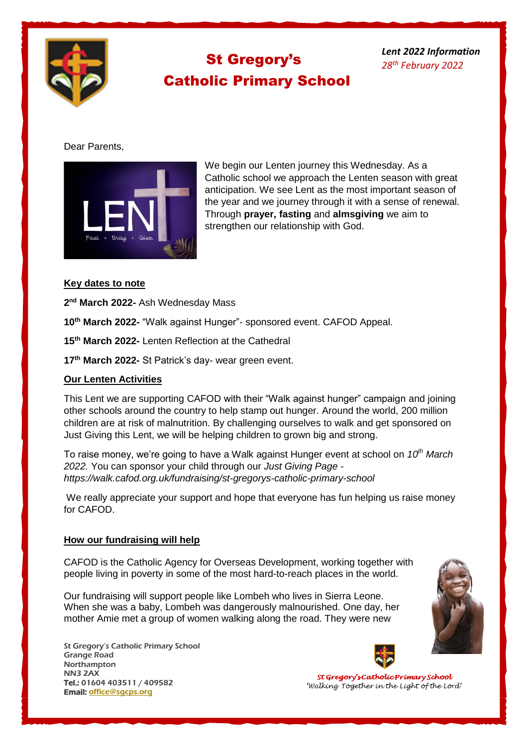# St Gregory's Catholic Primary School

***Lent 2022 Information***
*28th February 2022*

Dear Parents,

We begin our Lenten journey this Wednesday. As a Catholic school we approach the Lenten season with great anticipation. We see Lent as the most important season of the year and we journey through it with a sense of renewal. Through **prayer, fasting** and **almsgiving** we aim to strengthen our relationship with God.

## Key dates to note

**2nd March 2022-** Ash Wednesday Mass

**10th March 2022-** "Walk against Hunger"- sponsored event. CAFOD Appeal.

**15th March 2022-** Lenten Reflection at the Cathedral

**17th March 2022-** St Patrick's day- wear green event.

## Our Lenten Activities

This Lent we are supporting CAFOD with their "Walk against hunger" campaign and joining other schools around the country to help stamp out hunger. Around the world, 200 million children are at risk of malnutrition. By challenging ourselves to walk and get sponsored on Just Giving this Lent, we will be helping children to grown big and strong.

To raise money, we're going to have a Walk against Hunger event at school on *10th March 2022.* You can sponsor your child through our *Just Giving Page - https://walk.cafod.org.uk/fundraising/st-gregorys-catholic-primary-school*

We really appreciate your support and hope that everyone has fun helping us raise money for CAFOD.

## How our fundraising will help

CAFOD is the Catholic Agency for Overseas Development, working together with people living in poverty in some of the most hard-to-reach places in the world.

Our fundraising will support people like Lombeh who lives in Sierra Leone. When she was a baby, Lombeh was dangerously malnourished. One day, her mother Amie met a group of women walking along the road. They were new

St Gregory's Catholic Primary School
Grange Road
Northampton
NN3 2AX
**Tel.:** 01604 403511 / 409582
**Email:** office@sgcps.org

*St Gregory's Catholic Primary School*
*'Walking Together in the Light of the Lord'*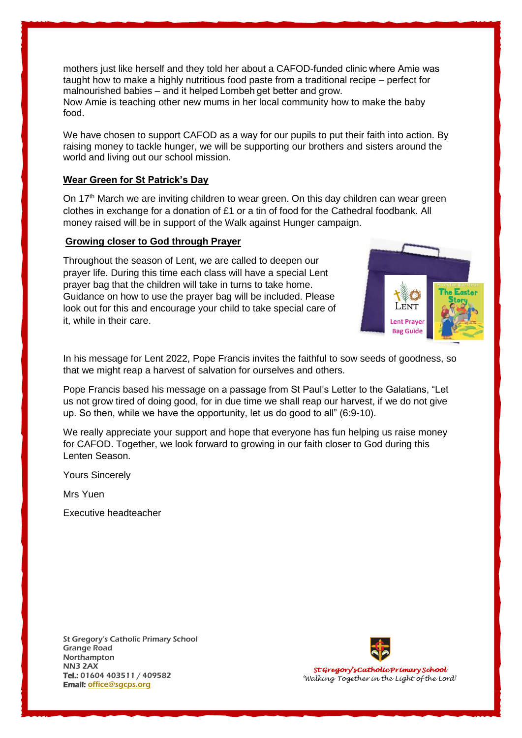mothers just like herself and they told her about a CAFOD-funded clinic where Amie was taught how to make a highly nutritious food paste from a traditional recipe – perfect for malnourished babies – and it helped Lombeh get better and grow.
Now Amie is teaching other new mums in her local community how to make the baby food.

We have chosen to support CAFOD as a way for our pupils to put their faith into action. By raising money to tackle hunger, we will be supporting our brothers and sisters around the world and living out our school mission.

**Wear Green for St Patrick's Day**

On 17th March we are inviting children to wear green. On this day children can wear green clothes in exchange for a donation of £1 or a tin of food for the Cathedral foodbank. All money raised will be in support of the Walk against Hunger campaign.

**Growing closer to God through Prayer**

Throughout the season of Lent, we are called to deepen our prayer life. During this time each class will have a special Lent prayer bag that the children will take in turns to take home. Guidance on how to use the prayer bag will be included. Please look out for this and encourage your child to take special care of it, while in their care.

In his message for Lent 2022, Pope Francis invites the faithful to sow seeds of goodness, so that we might reap a harvest of salvation for ourselves and others.

Pope Francis based his message on a passage from St Paul's Letter to the Galatians, "Let us not grow tired of doing good, for in due time we shall reap our harvest, if we do not give up. So then, while we have the opportunity, let us do good to all" (6:9-10).

We really appreciate your support and hope that everyone has fun helping us raise money for CAFOD. Together, we look forward to growing in our faith closer to God during this Lenten Season.

Yours Sincerely

Mrs Yuen

Executive headteacher

St Gregory's Catholic Primary School
Grange Road
Northampton
NN3 2AX
**Tel.:** 01604 403511 / 409582
**Email:** office@sgcps.org

*St Gregory's Catholic Primary School*
*'Walking Together in the Light of the Lord'*